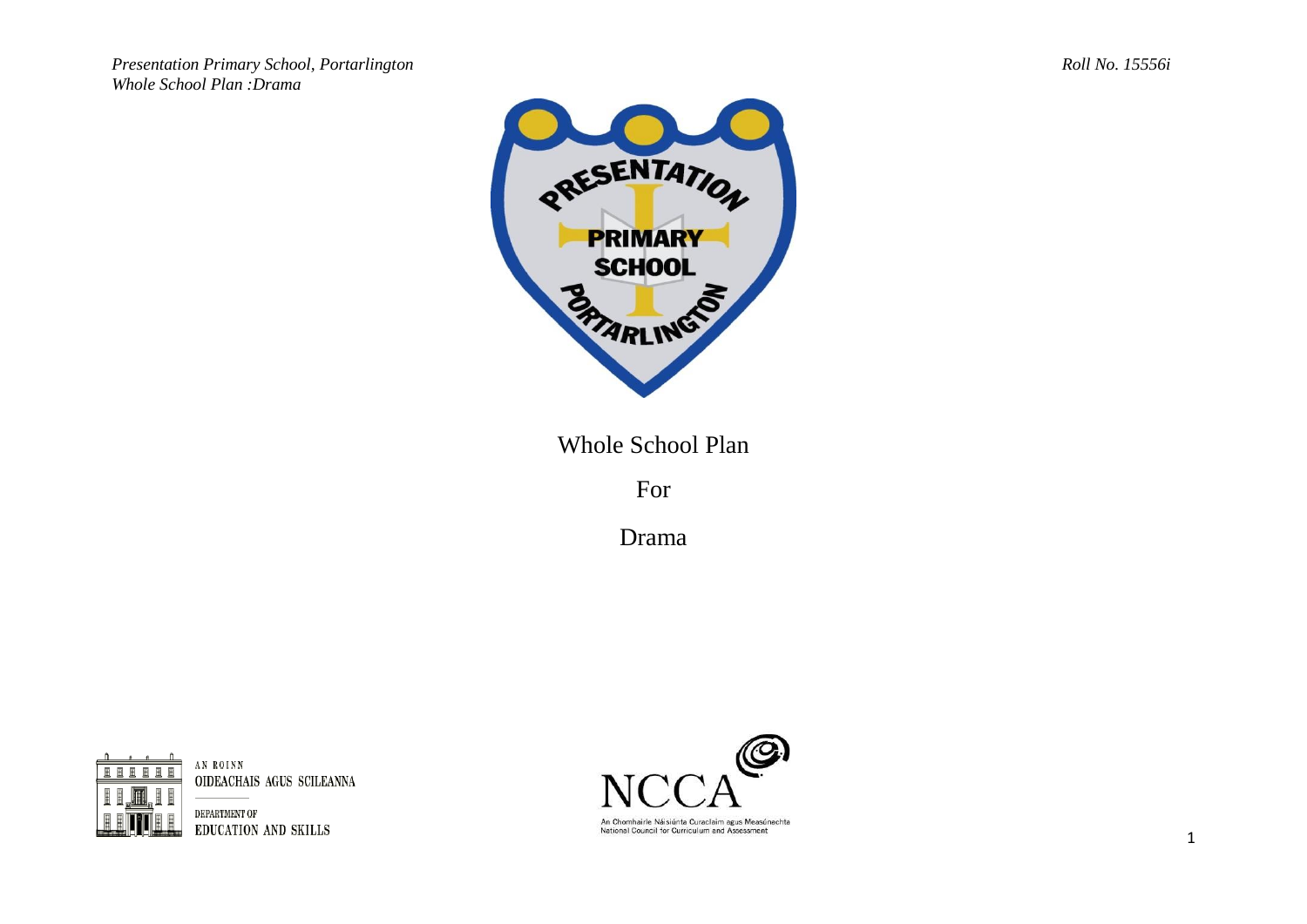# Whole School Plan

For

Drama

AN ROINN
OIDEACHAIS AGUS SCILEANNA

DEPARTMENT OF
EDUCATION AND SKILLS

NCCA

An Chomhairle Náisiúnta Curaclaim agus Measúnachta
National Council for Curriculum and Assessment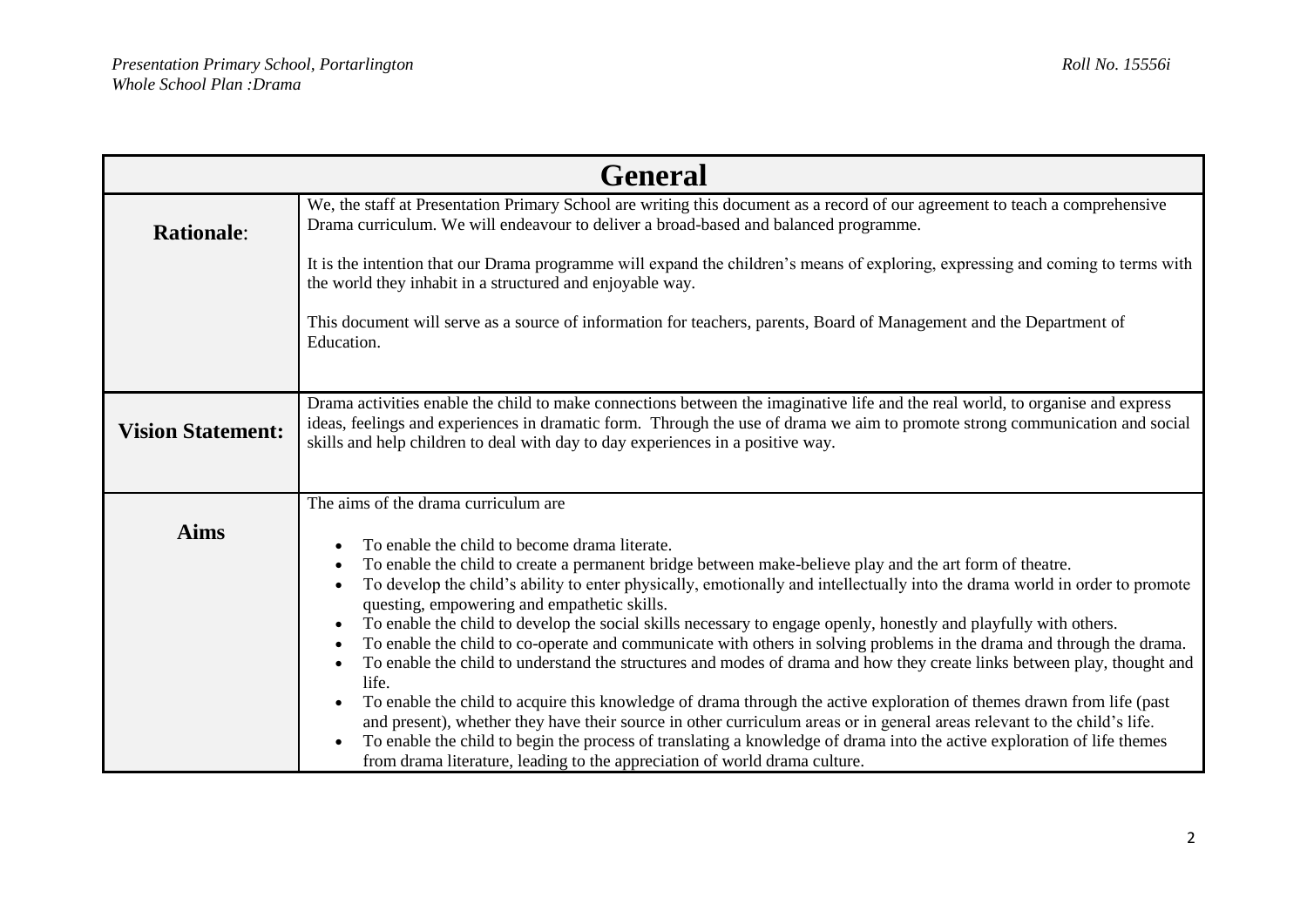| General | |
|---|---|
| **Rationale**: | We, the staff at Presentation Primary School are writing this document as a record of our agreement to teach a comprehensive Drama curriculum. We will endeavour to deliver a broad-based and balanced programme.<br><br>It is the intention that our Drama programme will expand the children's means of exploring, expressing and coming to terms with the world they inhabit in a structured and enjoyable way.<br><br>This document will serve as a source of information for teachers, parents, Board of Management and the Department of Education. |
| **Vision Statement:** | Drama activities enable the child to make connections between the imaginative life and the real world, to organise and express ideas, feelings and experiences in dramatic form. Through the use of drama we aim to promote strong communication and social skills and help children to deal with day to day experiences in a positive way. |
| **Aims** | The aims of the drama curriculum are<br><br>• To enable the child to become drama literate.<br>• To enable the child to create a permanent bridge between make-believe play and the art form of theatre.<br>• To develop the child's ability to enter physically, emotionally and intellectually into the drama world in order to promote questing, empowering and empathetic skills.<br>• To enable the child to develop the social skills necessary to engage openly, honestly and playfully with others.<br>• To enable the child to co-operate and communicate with others in solving problems in the drama and through the drama.<br>• To enable the child to understand the structures and modes of drama and how they create links between play, thought and life.<br>• To enable the child to acquire this knowledge of drama through the active exploration of themes drawn from life (past and present), whether they have their source in other curriculum areas or in general areas relevant to the child's life.<br>• To enable the child to begin the process of translating a knowledge of drama into the active exploration of life themes from drama literature, leading to the appreciation of world drama culture. |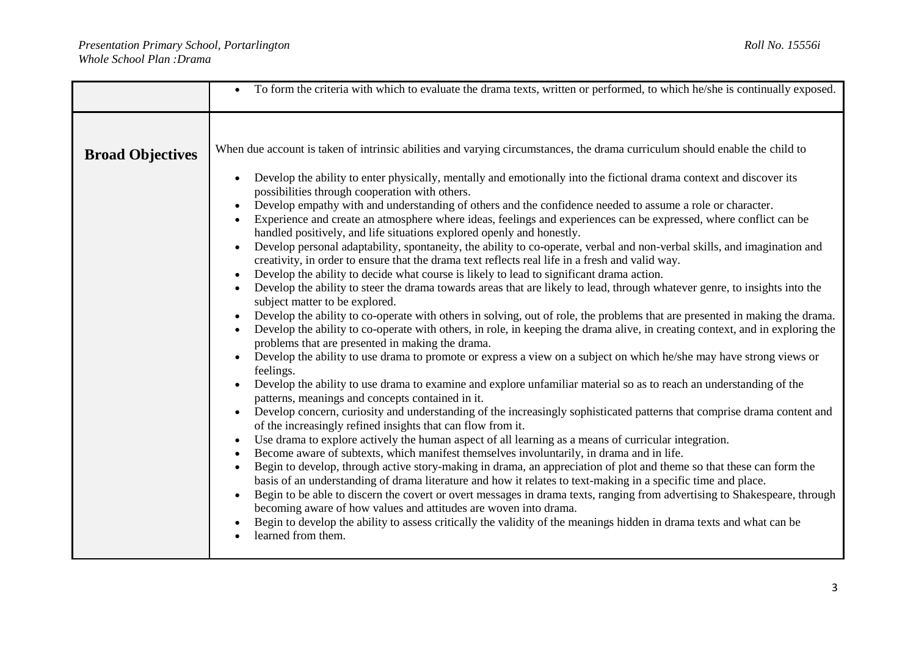| | |
|---|---|
| | • To form the criteria with which to evaluate the drama texts, written or performed, to which he/she is continually exposed. |
| **Broad Objectives** | When due account is taken of intrinsic abilities and varying circumstances, the drama curriculum should enable the child to<br><br>• Develop the ability to enter physically, mentally and emotionally into the fictional drama context and discover its possibilities through cooperation with others.<br>• Develop empathy with and understanding of others and the confidence needed to assume a role or character.<br>• Experience and create an atmosphere where ideas, feelings and experiences can be expressed, where conflict can be handled positively, and life situations explored openly and honestly.<br>• Develop personal adaptability, spontaneity, the ability to co-operate, verbal and non-verbal skills, and imagination and creativity, in order to ensure that the drama text reflects real life in a fresh and valid way.<br>• Develop the ability to decide what course is likely to lead to significant drama action.<br>• Develop the ability to steer the drama towards areas that are likely to lead, through whatever genre, to insights into the subject matter to be explored.<br>• Develop the ability to co-operate with others in solving, out of role, the problems that are presented in making the drama.<br>• Develop the ability to co-operate with others, in role, in keeping the drama alive, in creating context, and in exploring the problems that are presented in making the drama.<br>• Develop the ability to use drama to promote or express a view on a subject on which he/she may have strong views or feelings.<br>• Develop the ability to use drama to examine and explore unfamiliar material so as to reach an understanding of the patterns, meanings and concepts contained in it.<br>• Develop concern, curiosity and understanding of the increasingly sophisticated patterns that comprise drama content and of the increasingly refined insights that can flow from it.<br>• Use drama to explore actively the human aspect of all learning as a means of curricular integration.<br>• Become aware of subtexts, which manifest themselves involuntarily, in drama and in life.<br>• Begin to develop, through active story-making in drama, an appreciation of plot and theme so that these can form the basis of an understanding of drama literature and how it relates to text-making in a specific time and place.<br>• Begin to be able to discern the covert or overt messages in drama texts, ranging from advertising to Shakespeare, through becoming aware of how values and attitudes are woven into drama.<br>• Begin to develop the ability to assess critically the validity of the meanings hidden in drama texts and what can be<br>• learned from them. |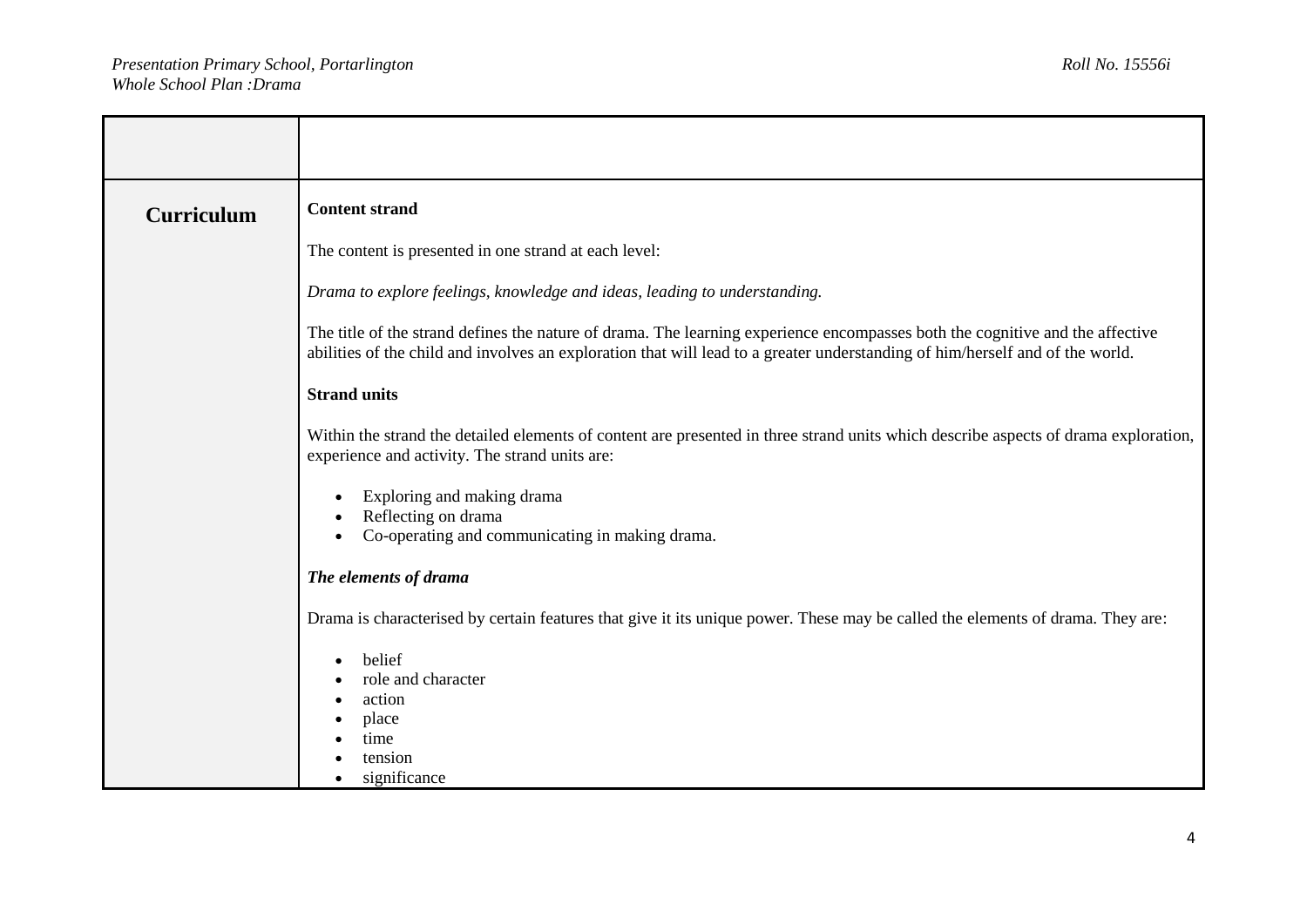| | |
|---|---|
| **Curriculum** | **Content strand**<br><br>The content is presented in one strand at each level:<br><br>*Drama to explore feelings, knowledge and ideas, leading to understanding.*<br><br>The title of the strand defines the nature of drama. The learning experience encompasses both the cognitive and the affective abilities of the child and involves an exploration that will lead to a greater understanding of him/herself and of the world.<br><br>**Strand units**<br><br>Within the strand the detailed elements of content are presented in three strand units which describe aspects of drama exploration, experience and activity. The strand units are:<br><br>• Exploring and making drama<br>• Reflecting on drama<br>• Co-operating and communicating in making drama.<br><br>***The elements of drama***<br><br>Drama is characterised by certain features that give it its unique power. These may be called the elements of drama. They are:<br><br>• belief<br>• role and character<br>• action<br>• place<br>• time<br>• tension<br>• significance |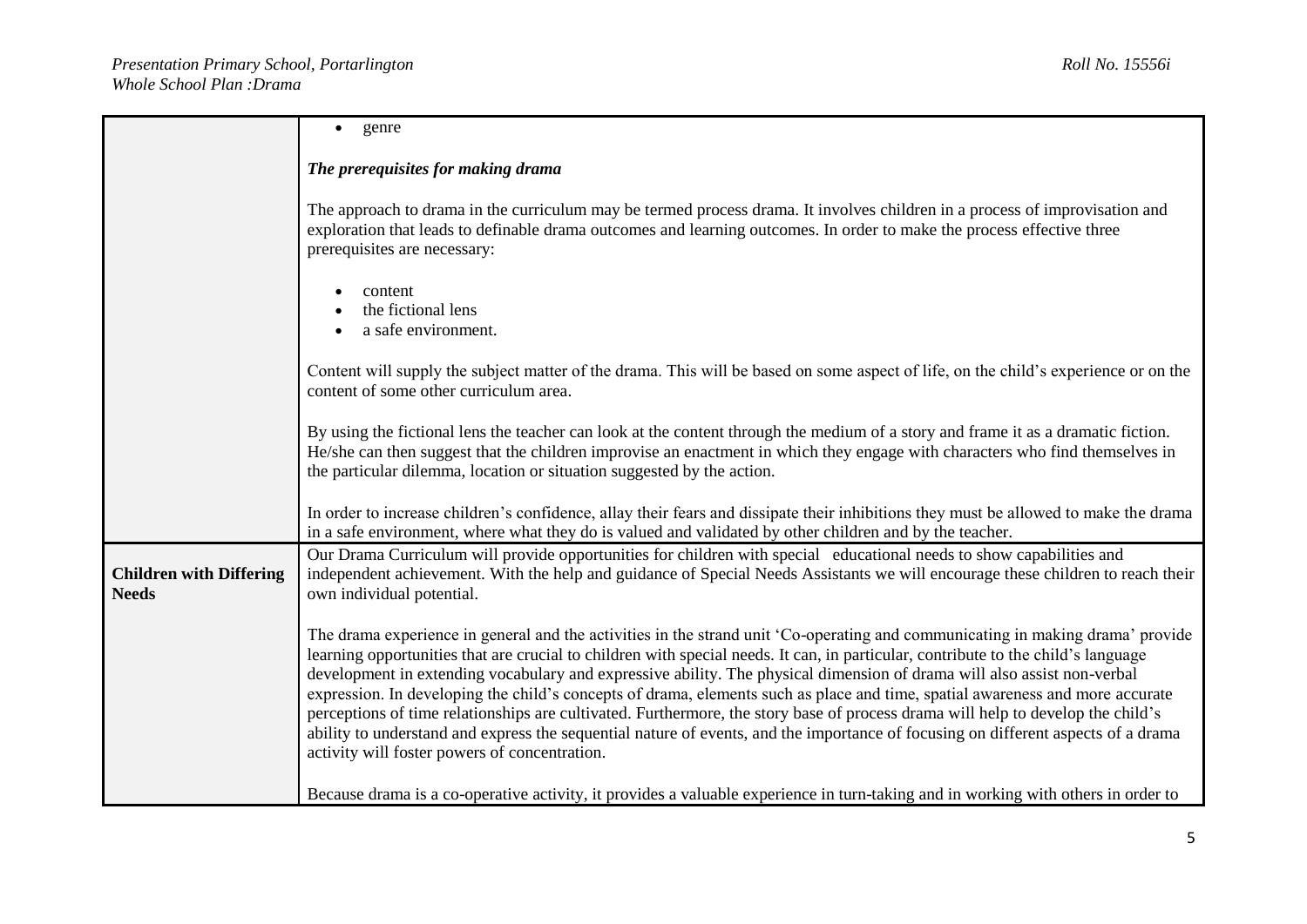| | |
|---|---|
| | • genre<br><br>***The prerequisites for making drama***<br><br>The approach to drama in the curriculum may be termed process drama. It involves children in a process of improvisation and exploration that leads to definable drama outcomes and learning outcomes. In order to make the process effective three prerequisites are necessary:<br><br>• content<br>• the fictional lens<br>• a safe environment.<br><br>Content will supply the subject matter of the drama. This will be based on some aspect of life, on the child's experience or on the content of some other curriculum area.<br><br>By using the fictional lens the teacher can look at the content through the medium of a story and frame it as a dramatic fiction. He/she can then suggest that the children improvise an enactment in which they engage with characters who find themselves in the particular dilemma, location or situation suggested by the action.<br><br>In order to increase children's confidence, allay their fears and dissipate their inhibitions they must be allowed to make the drama in a safe environment, where what they do is valued and validated by other children and by the teacher. |
| **Children with Differing Needs** | Our Drama Curriculum will provide opportunities for children with special educational needs to show capabilities and independent achievement. With the help and guidance of Special Needs Assistants we will encourage these children to reach their own individual potential.<br><br>The drama experience in general and the activities in the strand unit 'Co-operating and communicating in making drama' provide learning opportunities that are crucial to children with special needs. It can, in particular, contribute to the child's language development in extending vocabulary and expressive ability. The physical dimension of drama will also assist non-verbal expression. In developing the child's concepts of drama, elements such as place and time, spatial awareness and more accurate perceptions of time relationships are cultivated. Furthermore, the story base of process drama will help to develop the child's ability to understand and express the sequential nature of events, and the importance of focusing on different aspects of a drama activity will foster powers of concentration.<br><br>Because drama is a co-operative activity, it provides a valuable experience in turn-taking and in working with others in order to |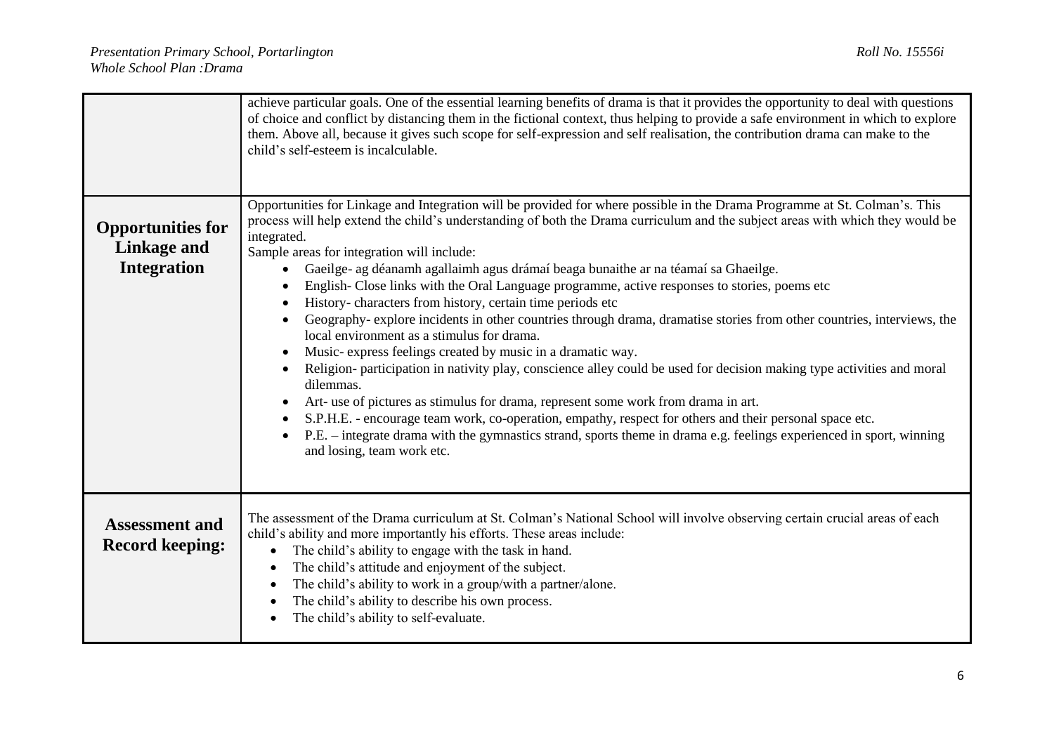| | |
|---|---|
| | achieve particular goals. One of the essential learning benefits of drama is that it provides the opportunity to deal with questions of choice and conflict by distancing them in the fictional context, thus helping to provide a safe environment in which to explore them. Above all, because it gives such scope for self-expression and self realisation, the contribution drama can make to the child's self-esteem is incalculable. |
| **Opportunities for Linkage and Integration** | Opportunities for Linkage and Integration will be provided for where possible in the Drama Programme at St. Colman's. This process will help extend the child's understanding of both the Drama curriculum and the subject areas with which they would be integrated.<br>Sample areas for integration will include:<br>• Gaeilge- ag déanamh agallaimh agus drámaí beaga bunaithe ar na téamaí sa Ghaeilge.<br>• English- Close links with the Oral Language programme, active responses to stories, poems etc<br>• History- characters from history, certain time periods etc<br>• Geography- explore incidents in other countries through drama, dramatise stories from other countries, interviews, the local environment as a stimulus for drama.<br>• Music- express feelings created by music in a dramatic way.<br>• Religion- participation in nativity play, conscience alley could be used for decision making type activities and moral dilemmas.<br>• Art- use of pictures as stimulus for drama, represent some work from drama in art.<br>• S.P.H.E. - encourage team work, co-operation, empathy, respect for others and their personal space etc.<br>• P.E. – integrate drama with the gymnastics strand, sports theme in drama e.g. feelings experienced in sport, winning and losing, team work etc. |
| **Assessment and Record keeping:** | The assessment of the Drama curriculum at St. Colman's National School will involve observing certain crucial areas of each child's ability and more importantly his efforts. These areas include:<br>• The child's ability to engage with the task in hand.<br>• The child's attitude and enjoyment of the subject.<br>• The child's ability to work in a group/with a partner/alone.<br>• The child's ability to describe his own process.<br>• The child's ability to self-evaluate. |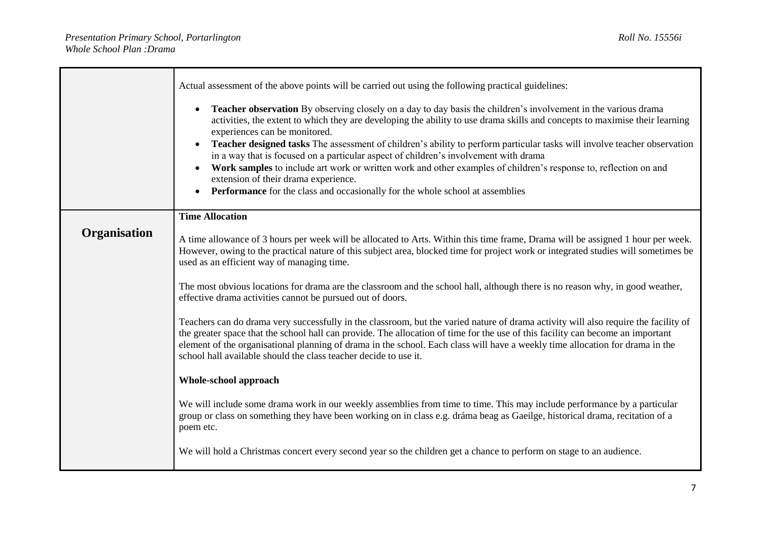| | |
|---|---|
| | Actual assessment of the above points will be carried out using the following practical guidelines:<br><br>• **Teacher observation** By observing closely on a day to day basis the children's involvement in the various drama activities, the extent to which they are developing the ability to use drama skills and concepts to maximise their learning experiences can be monitored.<br>• **Teacher designed tasks** The assessment of children's ability to perform particular tasks will involve teacher observation in a way that is focused on a particular aspect of children's involvement with drama<br>• **Work samples** to include art work or written work and other examples of children's response to, reflection on and extension of their drama experience.<br>• **Performance** for the class and occasionally for the whole school at assemblies |
| **Organisation** | **Time Allocation**<br><br>A time allowance of 3 hours per week will be allocated to Arts. Within this time frame, Drama will be assigned 1 hour per week. However, owing to the practical nature of this subject area, blocked time for project work or integrated studies will sometimes be used as an efficient way of managing time.<br><br>The most obvious locations for drama are the classroom and the school hall, although there is no reason why, in good weather, effective drama activities cannot be pursued out of doors.<br><br>Teachers can do drama very successfully in the classroom, but the varied nature of drama activity will also require the facility of the greater space that the school hall can provide. The allocation of time for the use of this facility can become an important element of the organisational planning of drama in the school. Each class will have a weekly time allocation for drama in the school hall available should the class teacher decide to use it.<br><br>**Whole-school approach**<br><br>We will include some drama work in our weekly assemblies from time to time. This may include performance by a particular group or class on something they have been working on in class e.g. dráma beag as Gaeilge, historical drama, recitation of a poem etc.<br><br>We will hold a Christmas concert every second year so the children get a chance to perform on stage to an audience. |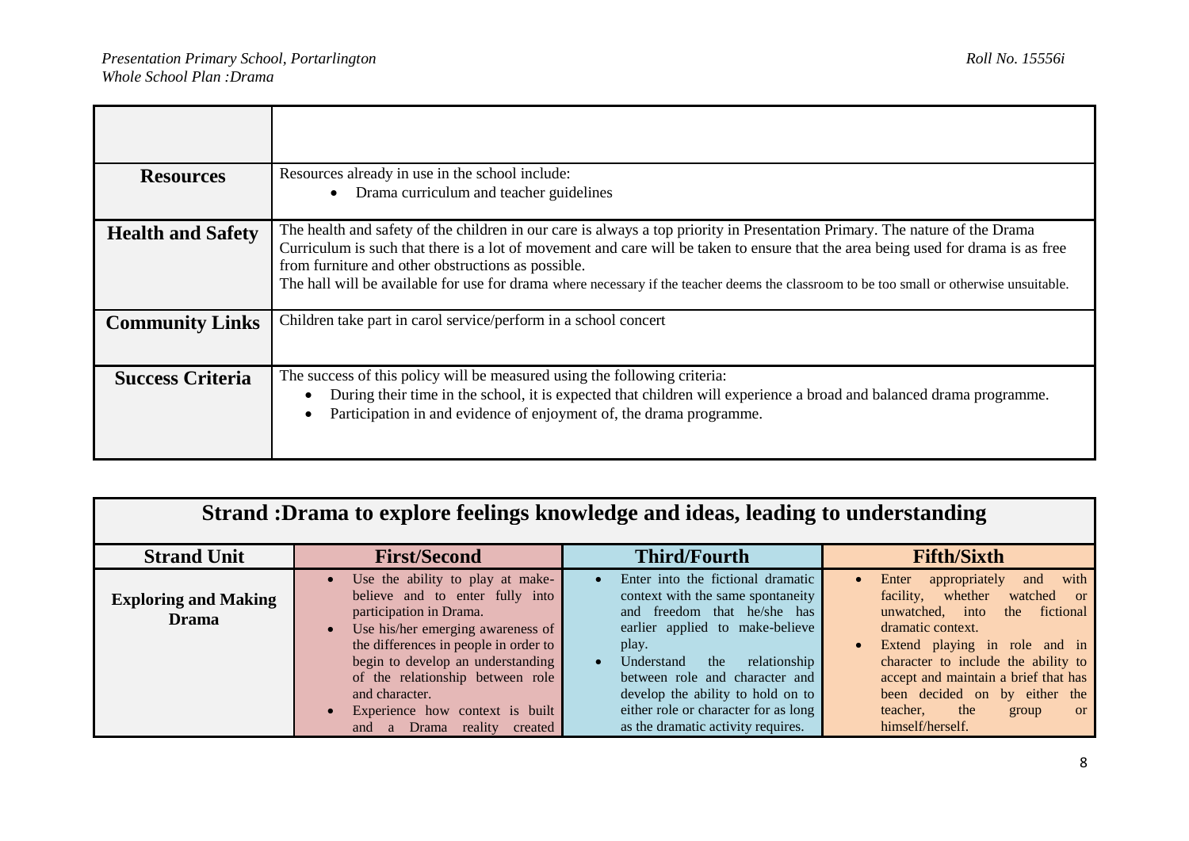| | |
|---|---|
| | |
| **Resources** | Resources already in use in the school include:<br>• Drama curriculum and teacher guidelines |
| **Health and Safety** | The health and safety of the children in our care is always a top priority in Presentation Primary. The nature of the Drama Curriculum is such that there is a lot of movement and care will be taken to ensure that the area being used for drama is as free from furniture and other obstructions as possible.<br>The hall will be available for use for drama where necessary if the teacher deems the classroom to be too small or otherwise unsuitable. |
| **Community Links** | Children take part in carol service/perform in a school concert |
| **Success Criteria** | The success of this policy will be measured using the following criteria:<br>• During their time in the school, it is expected that children will experience a broad and balanced drama programme.<br>• Participation in and evidence of enjoyment of, the drama programme. |

| Strand :Drama to explore feelings knowledge and ideas, leading to understanding | | | |
|---|---|---|---|
| **Strand Unit** | **First/Second** | **Third/Fourth** | **Fifth/Sixth** |
| **Exploring and Making Drama** | • Use the ability to play at make-believe and to enter fully into participation in Drama.<br>• Use his/her emerging awareness of the differences in people in order to begin to develop an understanding of the relationship between role and character.<br>• Experience how context is built and a Drama reality created | • Enter into the fictional dramatic context with the same spontaneity and freedom that he/she has earlier applied to make-believe play.<br>• Understand the relationship between role and character and develop the ability to hold on to either role or character for as long as the dramatic activity requires. | • Enter appropriately and with facility, whether watched or unwatched, into the fictional dramatic context.<br>• Extend playing in role and in character to include the ability to accept and maintain a brief that has been decided on by either the teacher, the group or himself/herself. |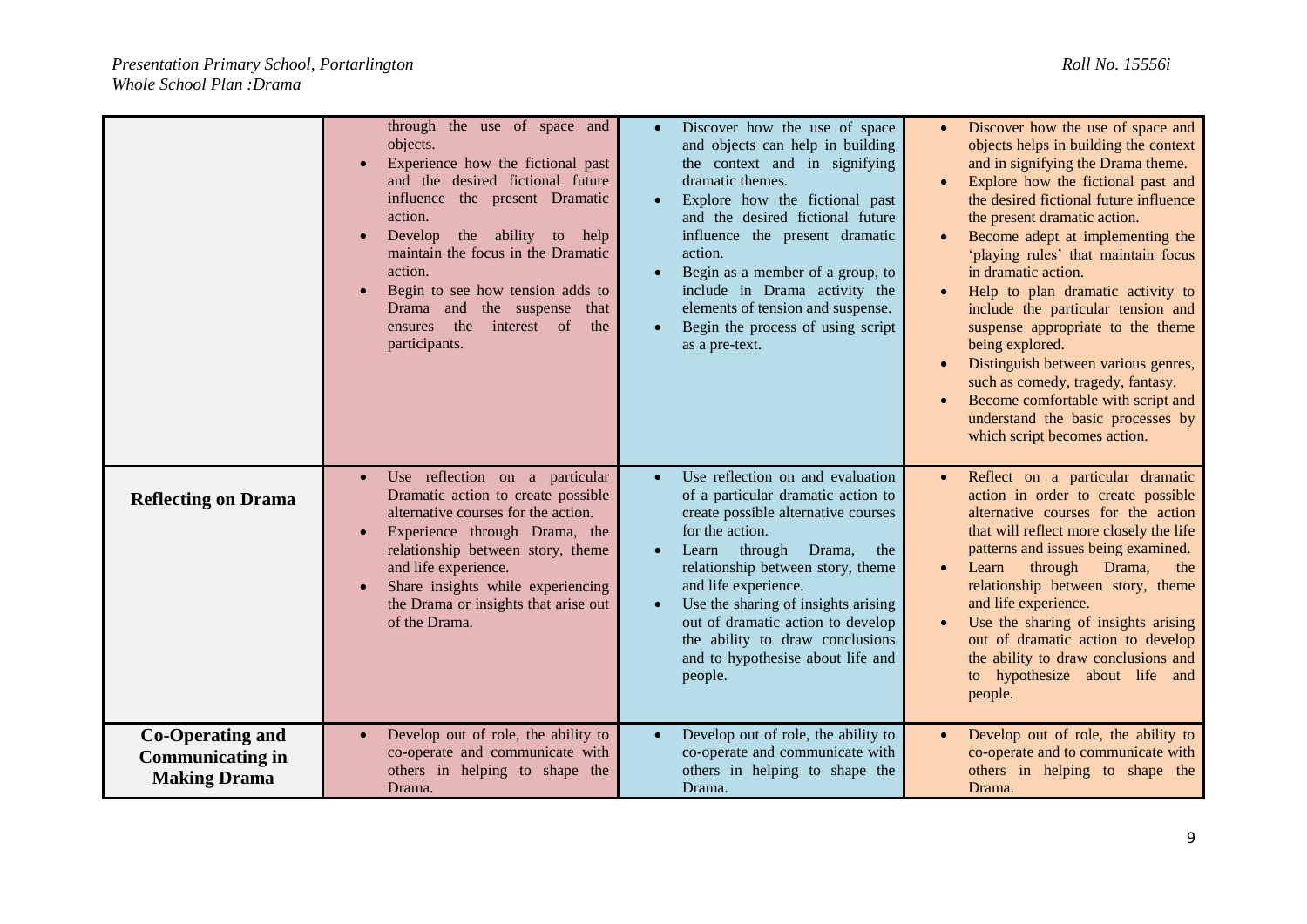| | | | |
|---|---|---|---|
| | through the use of space and objects.<br>• Experience how the fictional past and the desired fictional future influence the present Dramatic action.<br>• Develop the ability to help maintain the focus in the Dramatic action.<br>• Begin to see how tension adds to Drama and the suspense that ensures the interest of the participants. | • Discover how the use of space and objects can help in building the context and in signifying dramatic themes.<br>• Explore how the fictional past and the desired fictional future influence the present dramatic action.<br>• Begin as a member of a group, to include in Drama activity the elements of tension and suspense.<br>• Begin the process of using script as a pre-text. | • Discover how the use of space and objects helps in building the context and in signifying the Drama theme.<br>• Explore how the fictional past and the desired fictional future influence the present dramatic action.<br>• Become adept at implementing the 'playing rules' that maintain focus in dramatic action.<br>• Help to plan dramatic activity to include the particular tension and suspense appropriate to the theme being explored.<br>• Distinguish between various genres, such as comedy, tragedy, fantasy.<br>• Become comfortable with script and understand the basic processes by which script becomes action. |
| **Reflecting on Drama** | • Use reflection on a particular Dramatic action to create possible alternative courses for the action.<br>• Experience through Drama, the relationship between story, theme and life experience.<br>• Share insights while experiencing the Drama or insights that arise out of the Drama. | • Use reflection on and evaluation of a particular dramatic action to create possible alternative courses for the action.<br>• Learn through Drama, the relationship between story, theme and life experience.<br>• Use the sharing of insights arising out of dramatic action to develop the ability to draw conclusions and to hypothesise about life and people. | • Reflect on a particular dramatic action in order to create possible alternative courses for the action that will reflect more closely the life patterns and issues being examined.<br>• Learn through Drama, the relationship between story, theme and life experience.<br>• Use the sharing of insights arising out of dramatic action to develop the ability to draw conclusions and to hypothesize about life and people. |
| **Co-Operating and Communicating in Making Drama** | • Develop out of role, the ability to co-operate and communicate with others in helping to shape the Drama. | • Develop out of role, the ability to co-operate and communicate with others in helping to shape the Drama. | • Develop out of role, the ability to co-operate and to communicate with others in helping to shape the Drama. |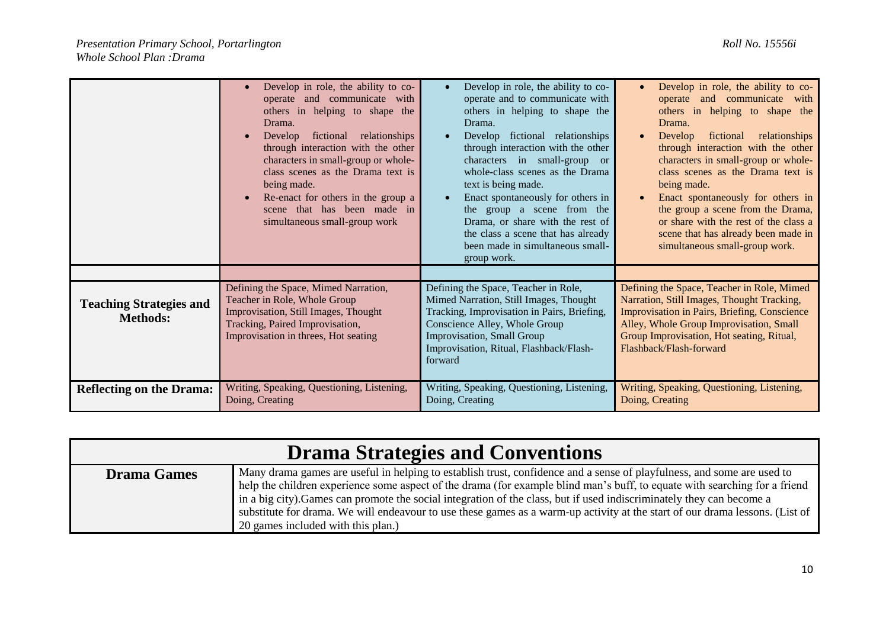| | | | |
|---|---|---|---|
| | • Develop in role, the ability to co-operate and communicate with others in helping to shape the Drama.<br>• Develop fictional relationships through interaction with the other characters in small-group or whole-class scenes as the Drama text is being made.<br>• Re-enact for others in the group a scene that has been made in simultaneous small-group work | • Develop in role, the ability to co-operate and to communicate with others in helping to shape the Drama.<br>• Develop fictional relationships through interaction with the other characters in small-group or whole-class scenes as the Drama text is being made.<br>• Enact spontaneously for others in the group a scene from the Drama, or share with the rest of the class a scene that has already been made in simultaneous small-group work. | • Develop in role, the ability to co-operate and communicate with others in helping to shape the Drama.<br>• Develop fictional relationships through interaction with the other characters in small-group or whole-class scenes as the Drama text is being made.<br>• Enact spontaneously for others in the group a scene from the Drama, or share with the rest of the class a scene that has already been made in simultaneous small-group work. |
| | | | |
| **Teaching Strategies and Methods:** | Defining the Space, Mimed Narration, Teacher in Role, Whole Group Improvisation, Still Images, Thought Tracking, Paired Improvisation, Improvisation in threes, Hot seating | Defining the Space, Teacher in Role, Mimed Narration, Still Images, Thought Tracking, Improvisation in Pairs, Briefing, Conscience Alley, Whole Group Improvisation, Small Group Improvisation, Ritual, Flashback/Flash-forward | Defining the Space, Teacher in Role, Mimed Narration, Still Images, Thought Tracking, Improvisation in Pairs, Briefing, Conscience Alley, Whole Group Improvisation, Small Group Improvisation, Hot seating, Ritual, Flashback/Flash-forward |
| **Reflecting on the Drama:** | Writing, Speaking, Questioning, Listening, Doing, Creating | Writing, Speaking, Questioning, Listening, Doing, Creating | Writing, Speaking, Questioning, Listening, Doing, Creating |

| **Drama Strategies and Conventions** | |
|---|---|
| **Drama Games** | Many drama games are useful in helping to establish trust, confidence and a sense of playfulness, and some are used to help the children experience some aspect of the drama (for example blind man's buff, to equate with searching for a friend in a big city).Games can promote the social integration of the class, but if used indiscriminately they can become a substitute for drama. We will endeavour to use these games as a warm-up activity at the start of our drama lessons. (List of 20 games included with this plan.) |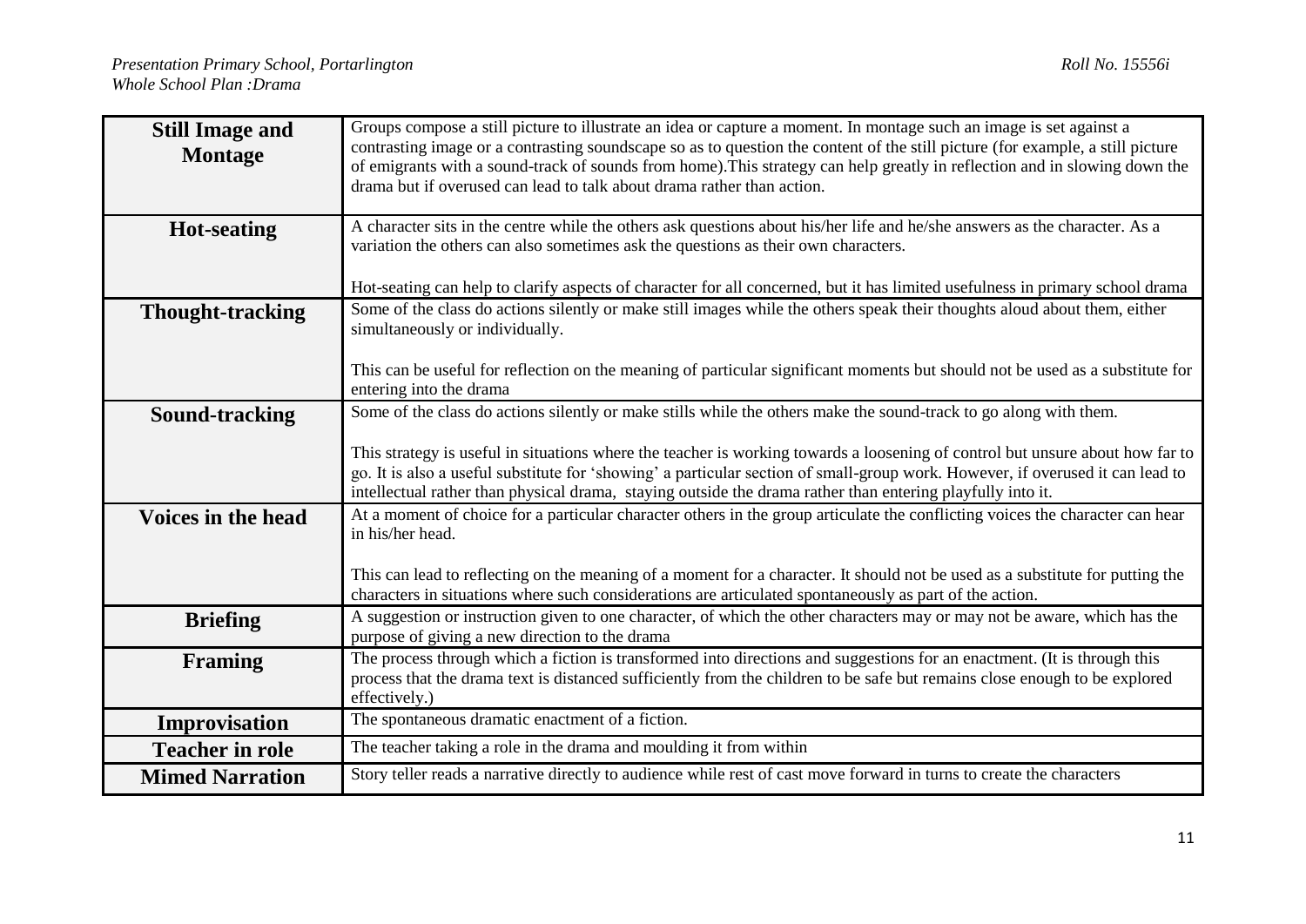| | |
|---|---|
| **Still Image and Montage** | Groups compose a still picture to illustrate an idea or capture a moment. In montage such an image is set against a contrasting image or a contrasting soundscape so as to question the content of the still picture (for example, a still picture of emigrants with a sound-track of sounds from home).This strategy can help greatly in reflection and in slowing down the drama but if overused can lead to talk about drama rather than action. |
| **Hot-seating** | A character sits in the centre while the others ask questions about his/her life and he/she answers as the character. As a variation the others can also sometimes ask the questions as their own characters.<br><br>Hot-seating can help to clarify aspects of character for all concerned, but it has limited usefulness in primary school drama |
| **Thought-tracking** | Some of the class do actions silently or make still images while the others speak their thoughts aloud about them, either simultaneously or individually.<br><br>This can be useful for reflection on the meaning of particular significant moments but should not be used as a substitute for entering into the drama |
| **Sound-tracking** | Some of the class do actions silently or make stills while the others make the sound-track to go along with them.<br><br>This strategy is useful in situations where the teacher is working towards a loosening of control but unsure about how far to go. It is also a useful substitute for 'showing' a particular section of small-group work. However, if overused it can lead to intellectual rather than physical drama, staying outside the drama rather than entering playfully into it. |
| **Voices in the head** | At a moment of choice for a particular character others in the group articulate the conflicting voices the character can hear in his/her head.<br><br>This can lead to reflecting on the meaning of a moment for a character. It should not be used as a substitute for putting the characters in situations where such considerations are articulated spontaneously as part of the action. |
| **Briefing** | A suggestion or instruction given to one character, of which the other characters may or may not be aware, which has the purpose of giving a new direction to the drama |
| **Framing** | The process through which a fiction is transformed into directions and suggestions for an enactment. (It is through this process that the drama text is distanced sufficiently from the children to be safe but remains close enough to be explored effectively.) |
| **Improvisation** | The spontaneous dramatic enactment of a fiction. |
| **Teacher in role** | The teacher taking a role in the drama and moulding it from within |
| **Mimed Narration** | Story teller reads a narrative directly to audience while rest of cast move forward in turns to create the characters |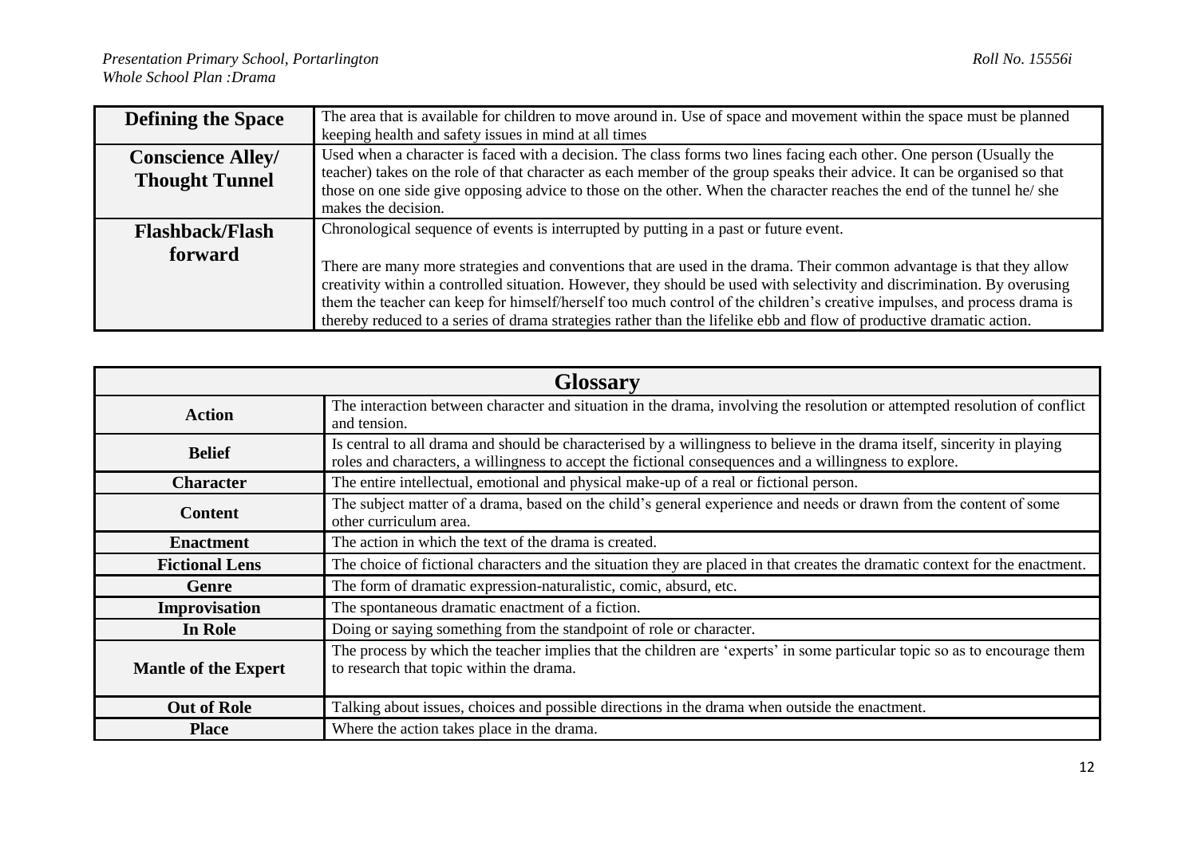| | |
|---|---|
| **Defining the Space** | The area that is available for children to move around in. Use of space and movement within the space must be planned keeping health and safety issues in mind at all times |
| **Conscience Alley/ Thought Tunnel** | Used when a character is faced with a decision. The class forms two lines facing each other. One person (Usually the teacher) takes on the role of that character as each member of the group speaks their advice. It can be organised so that those on one side give opposing advice to those on the other. When the character reaches the end of the tunnel he/ she makes the decision. |
| **Flashback/Flash forward** | Chronological sequence of events is interrupted by putting in a past or future event.<br><br>There are many more strategies and conventions that are used in the drama. Their common advantage is that they allow creativity within a controlled situation. However, they should be used with selectivity and discrimination. By overusing them the teacher can keep for himself/herself too much control of the children's creative impulses, and process drama is thereby reduced to a series of drama strategies rather than the lifelike ebb and flow of productive dramatic action. |

| **Glossary** | |
|---|---|
| **Action** | The interaction between character and situation in the drama, involving the resolution or attempted resolution of conflict and tension. |
| **Belief** | Is central to all drama and should be characterised by a willingness to believe in the drama itself, sincerity in playing roles and characters, a willingness to accept the fictional consequences and a willingness to explore. |
| **Character** | The entire intellectual, emotional and physical make-up of a real or fictional person. |
| **Content** | The subject matter of a drama, based on the child's general experience and needs or drawn from the content of some other curriculum area. |
| **Enactment** | The action in which the text of the drama is created. |
| **Fictional Lens** | The choice of fictional characters and the situation they are placed in that creates the dramatic context for the enactment. |
| **Genre** | The form of dramatic expression-naturalistic, comic, absurd, etc. |
| **Improvisation** | The spontaneous dramatic enactment of a fiction. |
| **In Role** | Doing or saying something from the standpoint of role or character. |
| **Mantle of the Expert** | The process by which the teacher implies that the children are 'experts' in some particular topic so as to encourage them to research that topic within the drama. |
| **Out of Role** | Talking about issues, choices and possible directions in the drama when outside the enactment. |
| **Place** | Where the action takes place in the drama. |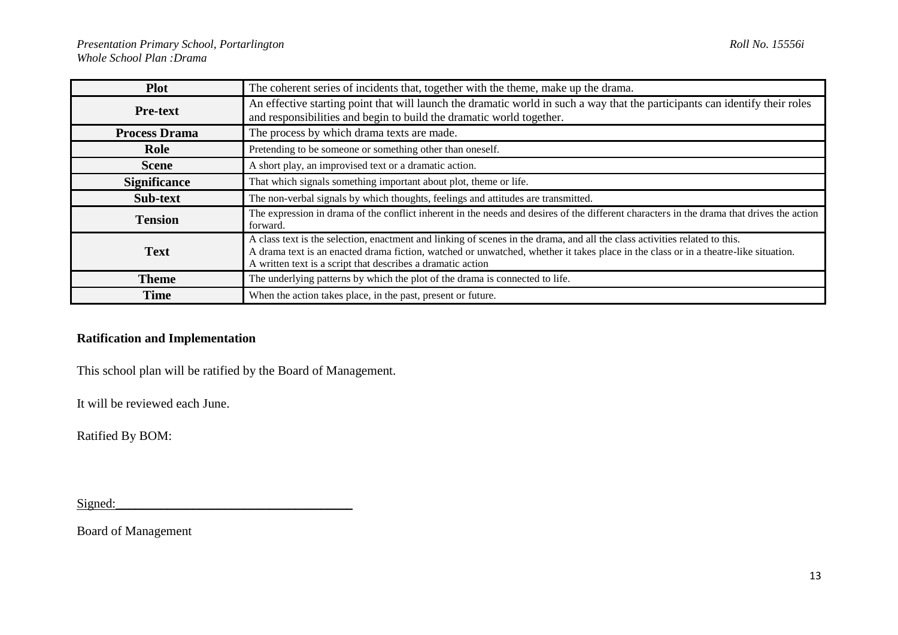| Plot | The coherent series of incidents that, together with the theme, make up the drama. |
|---|---|
| **Pre-text** | An effective starting point that will launch the dramatic world in such a way that the participants can identify their roles and responsibilities and begin to build the dramatic world together. |
| **Process Drama** | The process by which drama texts are made. |
| **Role** | Pretending to be someone or something other than oneself. |
| **Scene** | A short play, an improvised text or a dramatic action. |
| **Significance** | That which signals something important about plot, theme or life. |
| **Sub-text** | The non-verbal signals by which thoughts, feelings and attitudes are transmitted. |
| **Tension** | The expression in drama of the conflict inherent in the needs and desires of the different characters in the drama that drives the action forward. |
| **Text** | A class text is the selection, enactment and linking of scenes in the drama, and all the class activities related to this.<br>A drama text is an enacted drama fiction, watched or unwatched, whether it takes place in the class or in a theatre-like situation.<br>A written text is a script that describes a dramatic action |
| **Theme** | The underlying patterns by which the plot of the drama is connected to life. |
| **Time** | When the action takes place, in the past, present or future. |

**Ratification and Implementation**

This school plan will be ratified by the Board of Management.

It will be reviewed each June.

Ratified By BOM:

Signed:\_\_\_\_\_\_\_\_\_\_\_\_\_\_\_\_\_\_\_\_\_\_\_\_\_\_\_\_\_\_\_\_\_\_\_

Board of Management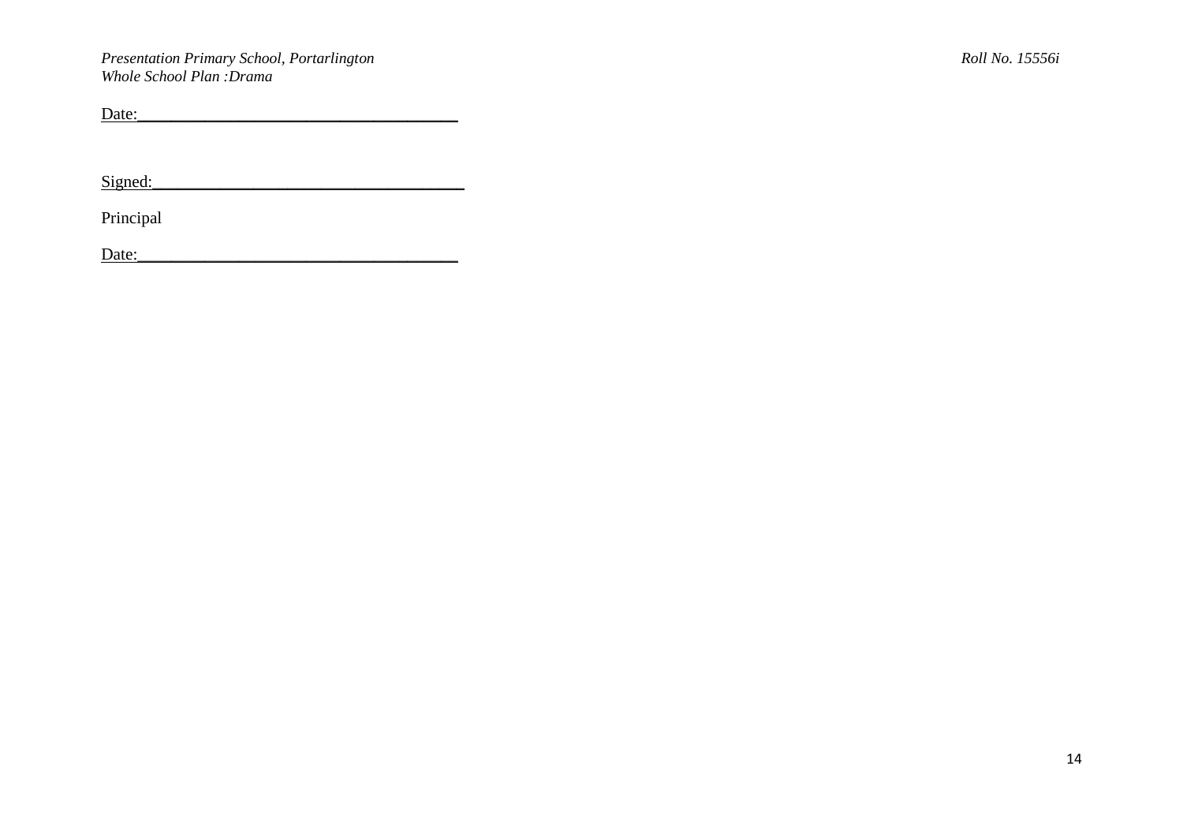Date:___________________________________

Signed:__________________________________

Principal

Date:___________________________________